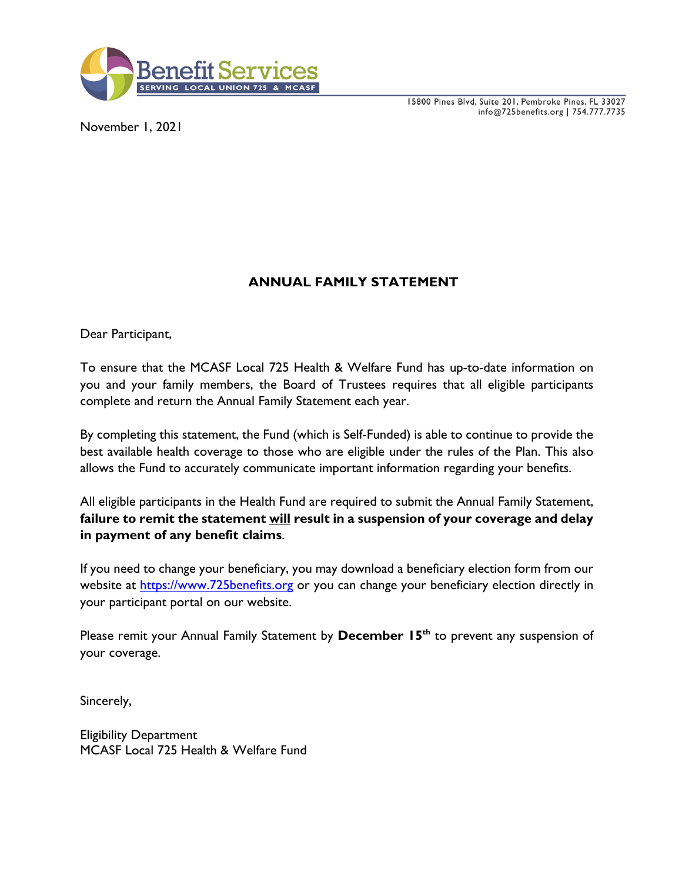Benefit Services
SERVING LOCAL UNION 725 & MCASF

15800 Pines Blvd, Suite 201, Pembroke Pines, FL 33027
info@725benefits.org | 754.777.7735

November 1, 2021

# ANNUAL FAMILY STATEMENT

Dear Participant,

To ensure that the MCASF Local 725 Health & Welfare Fund has up-to-date information on you and your family members, the Board of Trustees requires that all eligible participants complete and return the Annual Family Statement each year.

By completing this statement, the Fund (which is Self-Funded) is able to continue to provide the best available health coverage to those who are eligible under the rules of the Plan. This also allows the Fund to accurately communicate important information regarding your benefits.

All eligible participants in the Health Fund are required to submit the Annual Family Statement, **failure to remit the statement <u>will</u> result in a suspension of your coverage and delay in payment of any benefit claims**.

If you need to change your beneficiary, you may download a beneficiary election form from our website at [https://www.725benefits.org](https://www.725benefits.org) or you can change your beneficiary election directly in your participant portal on our website.

Please remit your Annual Family Statement by **December 15th** to prevent any suspension of your coverage.

Sincerely,

Eligibility Department
MCASF Local 725 Health & Welfare Fund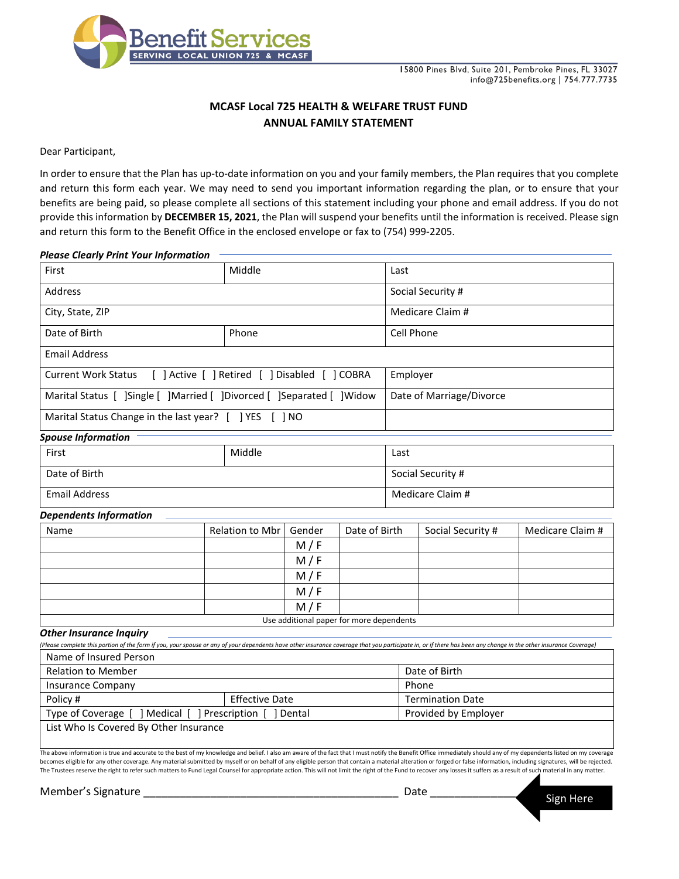Benefit Services
SERVING LOCAL UNION 725 & MCASF

15800 Pines Blvd, Suite 201, Pembroke Pines, FL 33027
info@725benefits.org | 754.777.7735

## MCASF Local 725 HEALTH & WELFARE TRUST FUND
## ANNUAL FAMILY STATEMENT

Dear Participant,

In order to ensure that the Plan has up-to-date information on you and your family members, the Plan requires that you complete and return this form each year. We may need to send you important information regarding the plan, or to ensure that your benefits are being paid, so please complete all sections of this statement including your phone and email address. If you do not provide this information by **DECEMBER 15, 2021**, the Plan will suspend your benefits until the information is received. Please sign and return this form to the Benefit Office in the enclosed envelope or fax to (754) 999-2205.

***Please Clearly Print Your Information***

| | | |
|---|---|---|
| First | Middle | Last |
| Address | | Social Security # |
| City, State, ZIP | | Medicare Claim # |
| Date of Birth | Phone | Cell Phone |
| Email Address | | |
| Current Work Status [ ] Active [ ] Retired [ ] Disabled [ ] COBRA | | Employer |
| Marital Status [ ]Single [ ]Married [ ]Divorced [ ]Separated [ ]Widow | | Date of Marriage/Divorce |
| Marital Status Change in the last year? [ ] YES [ ] NO | | |

***Spouse Information***

| | | |
|---|---|---|
| First | Middle | Last |
| Date of Birth | | Social Security # |
| Email Address | | Medicare Claim # |

***Dependents Information***

| Name | Relation to Mbr | Gender | Date of Birth | Social Security # | Medicare Claim # |
|---|---|---|---|---|---|
| | | M / F | | | |
| | | M / F | | | |
| | | M / F | | | |
| | | M / F | | | |
| | | M / F | | | |

Use additional paper for more dependents

***Other Insurance Inquiry***

*(Please complete this portion of the form if you, your spouse or any of your dependents have other insurance coverage that you participate in, or if there has been any change in the other insurance Coverage)*

| | | |
|---|---|---|
| Name of Insured Person | | |
| Relation to Member | | Date of Birth |
| Insurance Company | | Phone |
| Policy # | Effective Date | Termination Date |
| Type of Coverage [ ] Medical [ ] Prescription [ ] Dental | | Provided by Employer |
| List Who Is Covered By Other Insurance | | |

The above information is true and accurate to the best of my knowledge and belief. I also am aware of the fact that I must notify the Benefit Office immediately should any of my dependents listed on my coverage becomes eligible for any other coverage. Any material submitted by myself or on behalf of any eligible person that contain a material alteration or forged or false information, including signatures, will be rejected. The Trustees reserve the right to refer such matters to Fund Legal Counsel for appropriate action. This will not limit the right of the Fund to recover any losses it suffers as a result of such material in any matter.

Member's Signature ___________________________________________ Date _____________ Sign Here